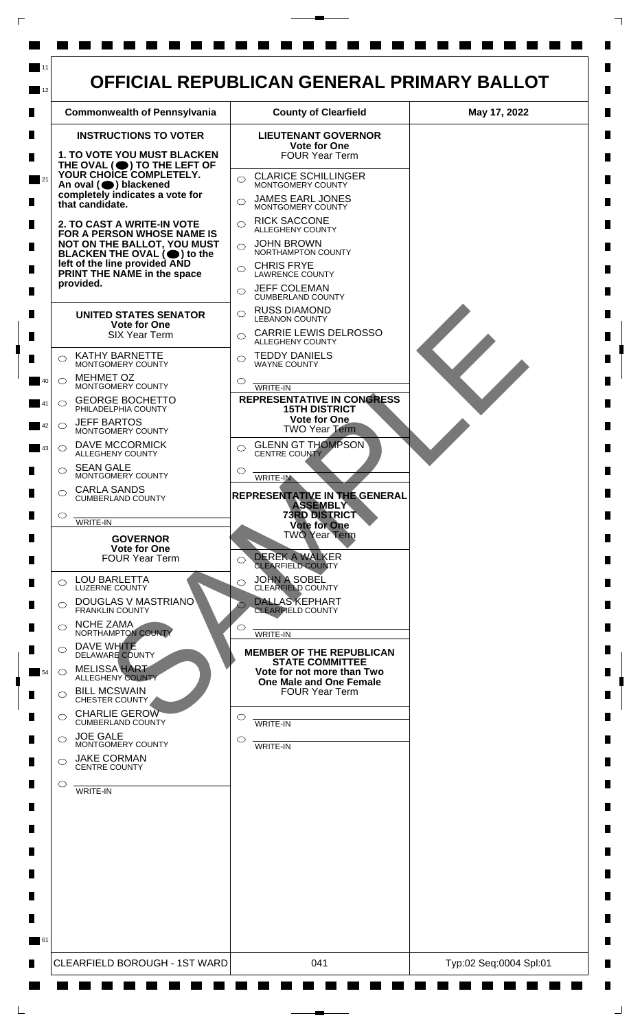# OFFICIAL REPUBLICAN GENERAL PRIMARY BALLOT

| Commonwealth of Pennsylvania | County of Clearfield | May 17, 2022 |
| --- | --- | --- |

## INSTRUCTIONS TO VOTER

**1. TO VOTE YOU MUST BLACKEN THE OVAL (⬤) TO THE LEFT OF YOUR CHOICE COMPLETELY. An oval (⬤) blackened completely indicates a vote for that candidate.**

**2. TO CAST A WRITE-IN VOTE FOR A PERSON WHOSE NAME IS NOT ON THE BALLOT, YOU MUST BLACKEN THE OVAL (⬤) to the left of the line provided AND PRINT THE NAME in the space provided.**

### UNITED STATES SENATOR
**Vote for One**
SIX Year Term

- ◯ KATHY BARNETTE — MONTGOMERY COUNTY
- ◯ MEHMET OZ — MONTGOMERY COUNTY
- ◯ GEORGE BOCHETTO — PHILADELPHIA COUNTY
- ◯ JEFF BARTOS — MONTGOMERY COUNTY
- ◯ DAVE MCCORMICK — ALLEGHENY COUNTY
- ◯ SEAN GALE — MONTGOMERY COUNTY
- ◯ CARLA SANDS — CUMBERLAND COUNTY
- ◯ ________ WRITE-IN

### GOVERNOR
**Vote for One**
FOUR Year Term

- ◯ LOU BARLETTA — LUZERNE COUNTY
- ◯ DOUGLAS V MASTRIANO — FRANKLIN COUNTY
- ◯ NCHE ZAMA — NORTHAMPTON COUNTY
- ◯ DAVE WHITE — DELAWARE COUNTY
- ◯ MELISSA HART — ALLEGHENY COUNTY
- ◯ BILL MCSWAIN — CHESTER COUNTY
- ◯ CHARLIE GEROW — CUMBERLAND COUNTY
- ◯ JOE GALE — MONTGOMERY COUNTY
- ◯ JAKE CORMAN — CENTRE COUNTY
- ◯ ________ WRITE-IN

### LIEUTENANT GOVERNOR
**Vote for One**
FOUR Year Term

- ◯ CLARICE SCHILLINGER — MONTGOMERY COUNTY
- ◯ JAMES EARL JONES — MONTGOMERY COUNTY
- ◯ RICK SACCONE — ALLEGHENY COUNTY
- ◯ JOHN BROWN — NORTHAMPTON COUNTY
- ◯ CHRIS FRYE — LAWRENCE COUNTY
- ◯ JEFF COLEMAN — CUMBERLAND COUNTY
- ◯ RUSS DIAMOND — LEBANON COUNTY
- ◯ CARRIE LEWIS DELROSSO — ALLEGHENY COUNTY
- ◯ TEDDY DANIELS — WAYNE COUNTY
- ◯ ________ WRITE-IN

### REPRESENTATIVE IN CONGRESS 15TH DISTRICT
**Vote for One**
TWO Year Term

- ◯ GLENN GT THOMPSON — CENTRE COUNTY
- ◯ ________ WRITE-IN

### REPRESENTATIVE IN THE GENERAL ASSEMBLY 73RD DISTRICT
**Vote for One**
TWO Year Term

- ◯ DEREK A WALKER — CLEARFIELD COUNTY
- ◯ JOHN A SOBEL — CLEARFIELD COUNTY
- ◯ DALLAS KEPHART — CLEARFIELD COUNTY
- ◯ ________ WRITE-IN

### MEMBER OF THE REPUBLICAN STATE COMMITTEE
**Vote for not more than Two One Male and One Female**
FOUR Year Term

- ◯ ________ WRITE-IN
- ◯ ________ WRITE-IN

SAMPLE

| CLEARFIELD BOROUGH - 1ST WARD | 041 | Typ:02 Seq:0004 Spl:01 |
| --- | --- | --- |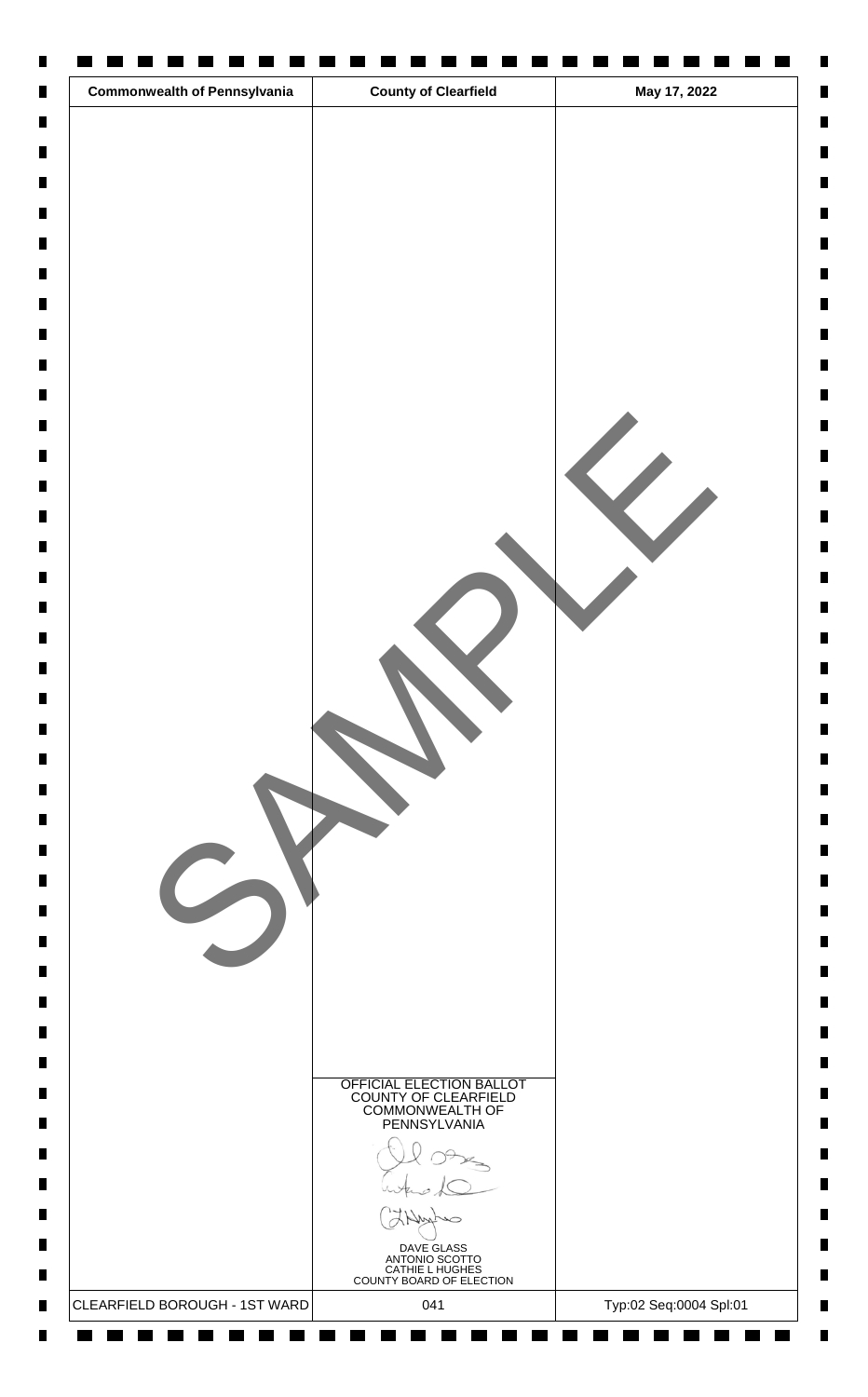| Commonwealth of Pennsylvania | County of Clearfield | May 17, 2022 |
| --- | --- | --- |
| | OFFICIAL ELECTION BALLOT<br>COUNTY OF CLEARFIELD<br>COMMONWEALTH OF PENNSYLVANIA<br><br>DAVE GLASS<br>ANTONIO SCOTTO<br>CATHIE L HUGHES<br>COUNTY BOARD OF ELECTION | |
| CLEARFIELD BOROUGH - 1ST WARD | 041 | Typ:02 Seq:0004 Spl:01 |

SAMPLE